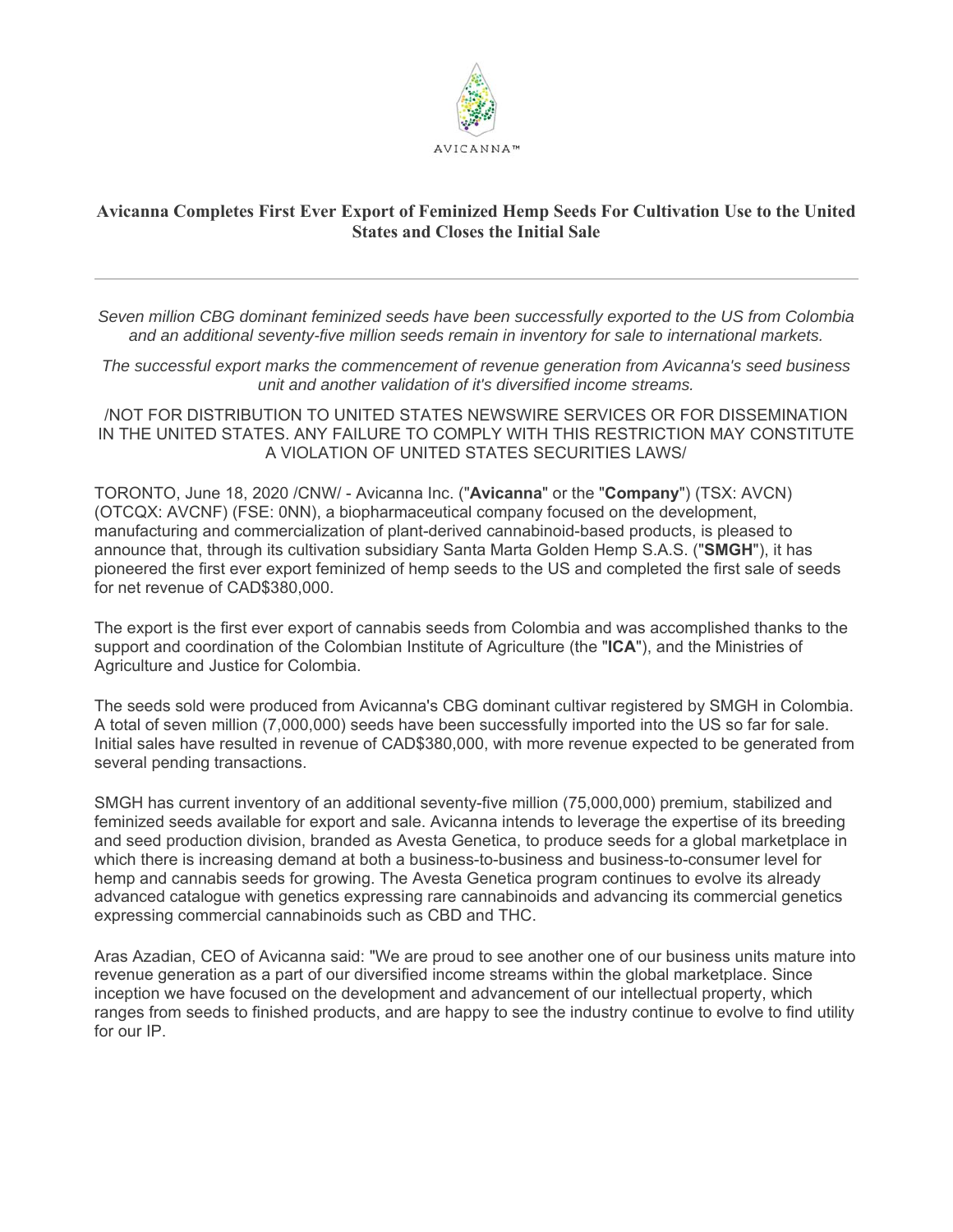AVICANNA™

# Avicanna Completes First Ever Export of Feminized Hemp Seeds For Cultivation Use to the United States and Closes the Initial Sale

---

*Seven million CBG dominant feminized seeds have been successfully exported to the US from Colombia and an additional seventy-five million seeds remain in inventory for sale to international markets.*

*The successful export marks the commencement of revenue generation from Avicanna's seed business unit and another validation of it's diversified income streams.*

/NOT FOR DISTRIBUTION TO UNITED STATES NEWSWIRE SERVICES OR FOR DISSEMINATION IN THE UNITED STATES. ANY FAILURE TO COMPLY WITH THIS RESTRICTION MAY CONSTITUTE A VIOLATION OF UNITED STATES SECURITIES LAWS/

TORONTO, June 18, 2020 /CNW/ - Avicanna Inc. ("**Avicanna**" or the "**Company**") (TSX: AVCN) (OTCQX: AVCNF) (FSE: 0NN), a biopharmaceutical company focused on the development, manufacturing and commercialization of plant-derived cannabinoid-based products, is pleased to announce that, through its cultivation subsidiary Santa Marta Golden Hemp S.A.S. ("**SMGH**"), it has pioneered the first ever export feminized of hemp seeds to the US and completed the first sale of seeds for net revenue of CAD$380,000.

The export is the first ever export of cannabis seeds from Colombia and was accomplished thanks to the support and coordination of the Colombian Institute of Agriculture (the "**ICA**"), and the Ministries of Agriculture and Justice for Colombia.

The seeds sold were produced from Avicanna's CBG dominant cultivar registered by SMGH in Colombia. A total of seven million (7,000,000) seeds have been successfully imported into the US so far for sale. Initial sales have resulted in revenue of CAD$380,000, with more revenue expected to be generated from several pending transactions.

SMGH has current inventory of an additional seventy-five million (75,000,000) premium, stabilized and feminized seeds available for export and sale. Avicanna intends to leverage the expertise of its breeding and seed production division, branded as Avesta Genetica, to produce seeds for a global marketplace in which there is increasing demand at both a business-to-business and business-to-consumer level for hemp and cannabis seeds for growing. The Avesta Genetica program continues to evolve its already advanced catalogue with genetics expressing rare cannabinoids and advancing its commercial genetics expressing commercial cannabinoids such as CBD and THC.

Aras Azadian, CEO of Avicanna said: "We are proud to see another one of our business units mature into revenue generation as a part of our diversified income streams within the global marketplace. Since inception we have focused on the development and advancement of our intellectual property, which ranges from seeds to finished products, and are happy to see the industry continue to evolve to find utility for our IP.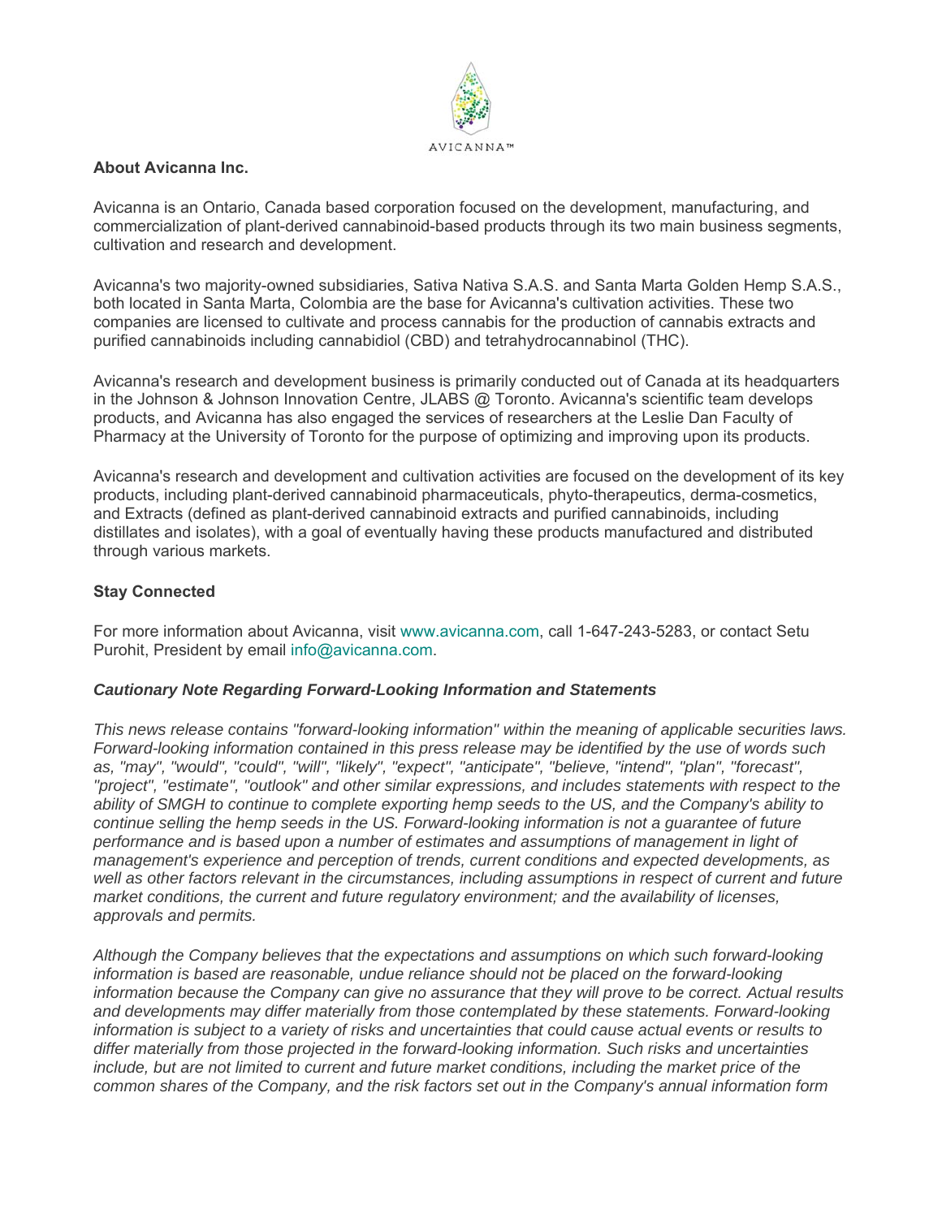AVICANNA™

**About Avicanna Inc.**

Avicanna is an Ontario, Canada based corporation focused on the development, manufacturing, and commercialization of plant-derived cannabinoid-based products through its two main business segments, cultivation and research and development.

Avicanna's two majority-owned subsidiaries, Sativa Nativa S.A.S. and Santa Marta Golden Hemp S.A.S., both located in Santa Marta, Colombia are the base for Avicanna's cultivation activities. These two companies are licensed to cultivate and process cannabis for the production of cannabis extracts and purified cannabinoids including cannabidiol (CBD) and tetrahydrocannabinol (THC).

Avicanna's research and development business is primarily conducted out of Canada at its headquarters in the Johnson & Johnson Innovation Centre, JLABS @ Toronto. Avicanna's scientific team develops products, and Avicanna has also engaged the services of researchers at the Leslie Dan Faculty of Pharmacy at the University of Toronto for the purpose of optimizing and improving upon its products.

Avicanna's research and development and cultivation activities are focused on the development of its key products, including plant-derived cannabinoid pharmaceuticals, phyto-therapeutics, derma-cosmetics, and Extracts (defined as plant-derived cannabinoid extracts and purified cannabinoids, including distillates and isolates), with a goal of eventually having these products manufactured and distributed through various markets.

**Stay Connected**

For more information about Avicanna, visit www.avicanna.com, call 1-647-243-5283, or contact Setu Purohit, President by email info@avicanna.com.

***Cautionary Note Regarding Forward-Looking Information and Statements***

*This news release contains "forward-looking information" within the meaning of applicable securities laws. Forward-looking information contained in this press release may be identified by the use of words such as, "may", "would", "could", "will", "likely", "expect", "anticipate", "believe, "intend", "plan", "forecast", "project", "estimate", "outlook" and other similar expressions, and includes statements with respect to the ability of SMGH to continue to complete exporting hemp seeds to the US, and the Company's ability to continue selling the hemp seeds in the US. Forward-looking information is not a guarantee of future performance and is based upon a number of estimates and assumptions of management in light of management's experience and perception of trends, current conditions and expected developments, as well as other factors relevant in the circumstances, including assumptions in respect of current and future market conditions, the current and future regulatory environment; and the availability of licenses, approvals and permits.*

*Although the Company believes that the expectations and assumptions on which such forward-looking information is based are reasonable, undue reliance should not be placed on the forward-looking information because the Company can give no assurance that they will prove to be correct. Actual results and developments may differ materially from those contemplated by these statements. Forward-looking information is subject to a variety of risks and uncertainties that could cause actual events or results to differ materially from those projected in the forward-looking information. Such risks and uncertainties include, but are not limited to current and future market conditions, including the market price of the common shares of the Company, and the risk factors set out in the Company's annual information form*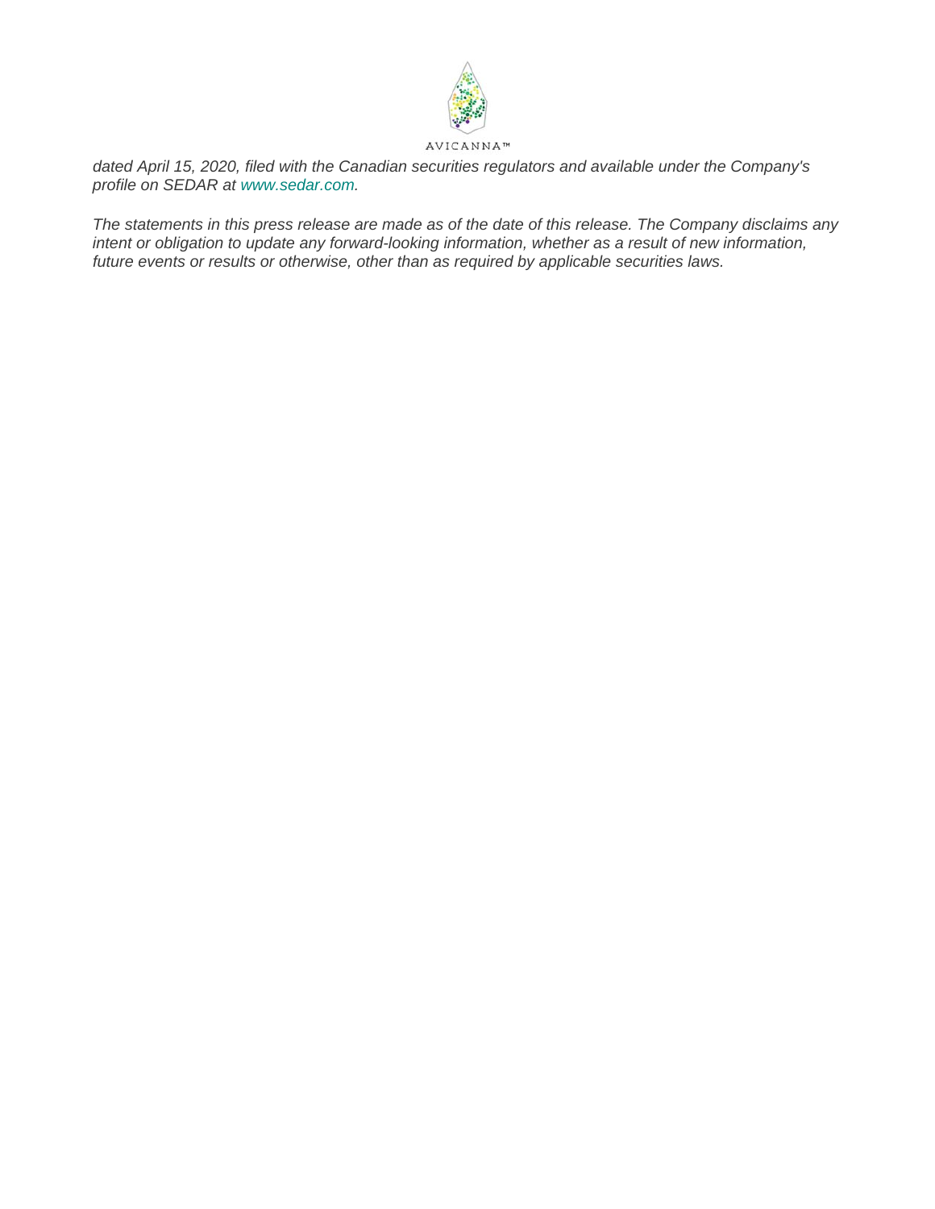*dated April 15, 2020, filed with the Canadian securities regulators and available under the Company's profile on SEDAR at www.sedar.com.*

*The statements in this press release are made as of the date of this release. The Company disclaims any intent or obligation to update any forward-looking information, whether as a result of new information, future events or results or otherwise, other than as required by applicable securities laws.*